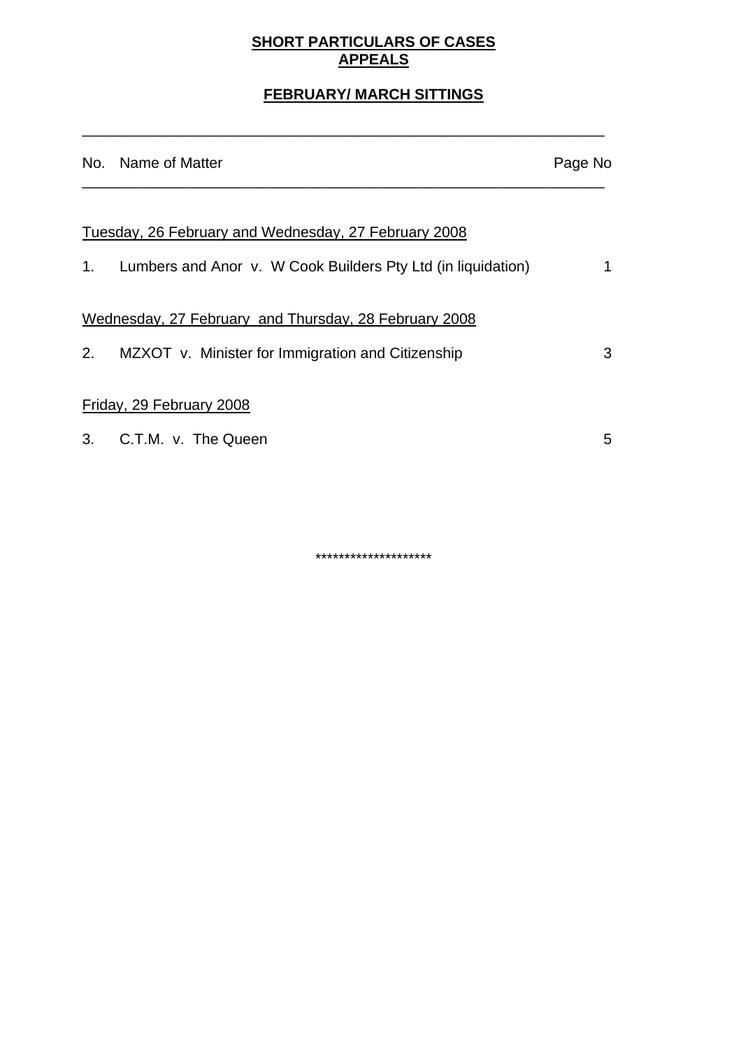**SHORT PARTICULARS OF CASES**
**APPEALS**

**FEBRUARY/ MARCH SITTINGS**

| No. | Name of Matter | Page No |
|---|---|---|
| | Tuesday, 26 February and Wednesday, 27 February 2008 | |
| 1. | Lumbers and Anor v. W Cook Builders Pty Ltd (in liquidation) | 1 |
| | Wednesday, 27 February and Thursday, 28 February 2008 | |
| 2. | MZXOT v. Minister for Immigration and Citizenship | 3 |
| | Friday, 29 February 2008 | |
| 3. | C.T.M. v. The Queen | 5 |

********************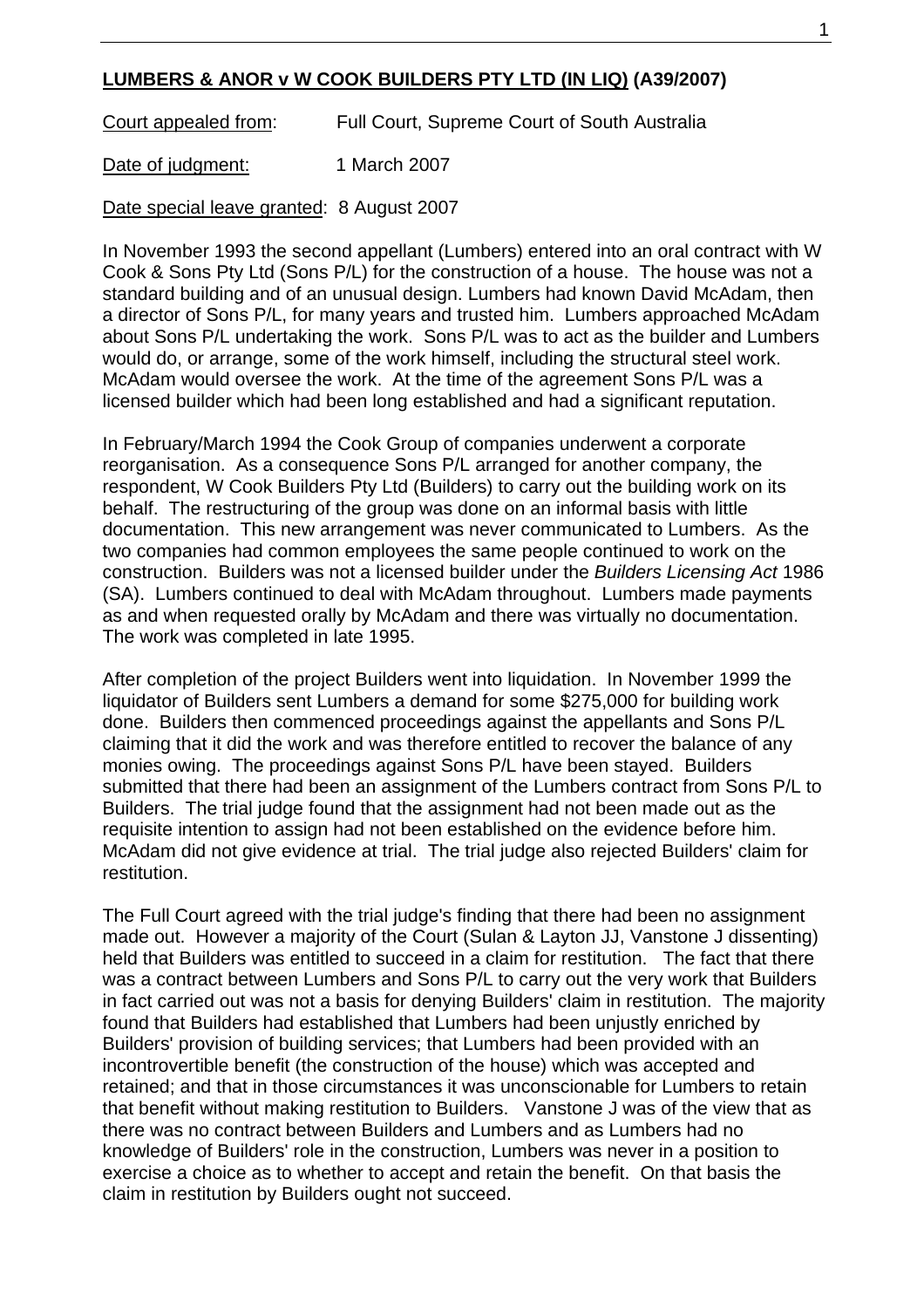**LUMBERS & ANOR v W COOK BUILDERS PTY LTD (IN LIQ) (A39/2007)**

Court appealed from: Full Court, Supreme Court of South Australia

Date of judgment: 1 March 2007

Date special leave granted: 8 August 2007

In November 1993 the second appellant (Lumbers) entered into an oral contract with W Cook & Sons Pty Ltd (Sons P/L) for the construction of a house. The house was not a standard building and of an unusual design. Lumbers had known David McAdam, then a director of Sons P/L, for many years and trusted him. Lumbers approached McAdam about Sons P/L undertaking the work. Sons P/L was to act as the builder and Lumbers would do, or arrange, some of the work himself, including the structural steel work. McAdam would oversee the work. At the time of the agreement Sons P/L was a licensed builder which had been long established and had a significant reputation.

In February/March 1994 the Cook Group of companies underwent a corporate reorganisation. As a consequence Sons P/L arranged for another company, the respondent, W Cook Builders Pty Ltd (Builders) to carry out the building work on its behalf. The restructuring of the group was done on an informal basis with little documentation. This new arrangement was never communicated to Lumbers. As the two companies had common employees the same people continued to work on the construction. Builders was not a licensed builder under the *Builders Licensing Act* 1986 (SA). Lumbers continued to deal with McAdam throughout. Lumbers made payments as and when requested orally by McAdam and there was virtually no documentation. The work was completed in late 1995.

After completion of the project Builders went into liquidation. In November 1999 the liquidator of Builders sent Lumbers a demand for some $275,000 for building work done. Builders then commenced proceedings against the appellants and Sons P/L claiming that it did the work and was therefore entitled to recover the balance of any monies owing. The proceedings against Sons P/L have been stayed. Builders submitted that there had been an assignment of the Lumbers contract from Sons P/L to Builders. The trial judge found that the assignment had not been made out as the requisite intention to assign had not been established on the evidence before him. McAdam did not give evidence at trial. The trial judge also rejected Builders' claim for restitution.

The Full Court agreed with the trial judge's finding that there had been no assignment made out. However a majority of the Court (Sulan & Layton JJ, Vanstone J dissenting) held that Builders was entitled to succeed in a claim for restitution. The fact that there was a contract between Lumbers and Sons P/L to carry out the very work that Builders in fact carried out was not a basis for denying Builders' claim in restitution. The majority found that Builders had established that Lumbers had been unjustly enriched by Builders' provision of building services; that Lumbers had been provided with an incontrovertible benefit (the construction of the house) which was accepted and retained; and that in those circumstances it was unconscionable for Lumbers to retain that benefit without making restitution to Builders. Vanstone J was of the view that as there was no contract between Builders and Lumbers and as Lumbers had no knowledge of Builders' role in the construction, Lumbers was never in a position to exercise a choice as to whether to accept and retain the benefit. On that basis the claim in restitution by Builders ought not succeed.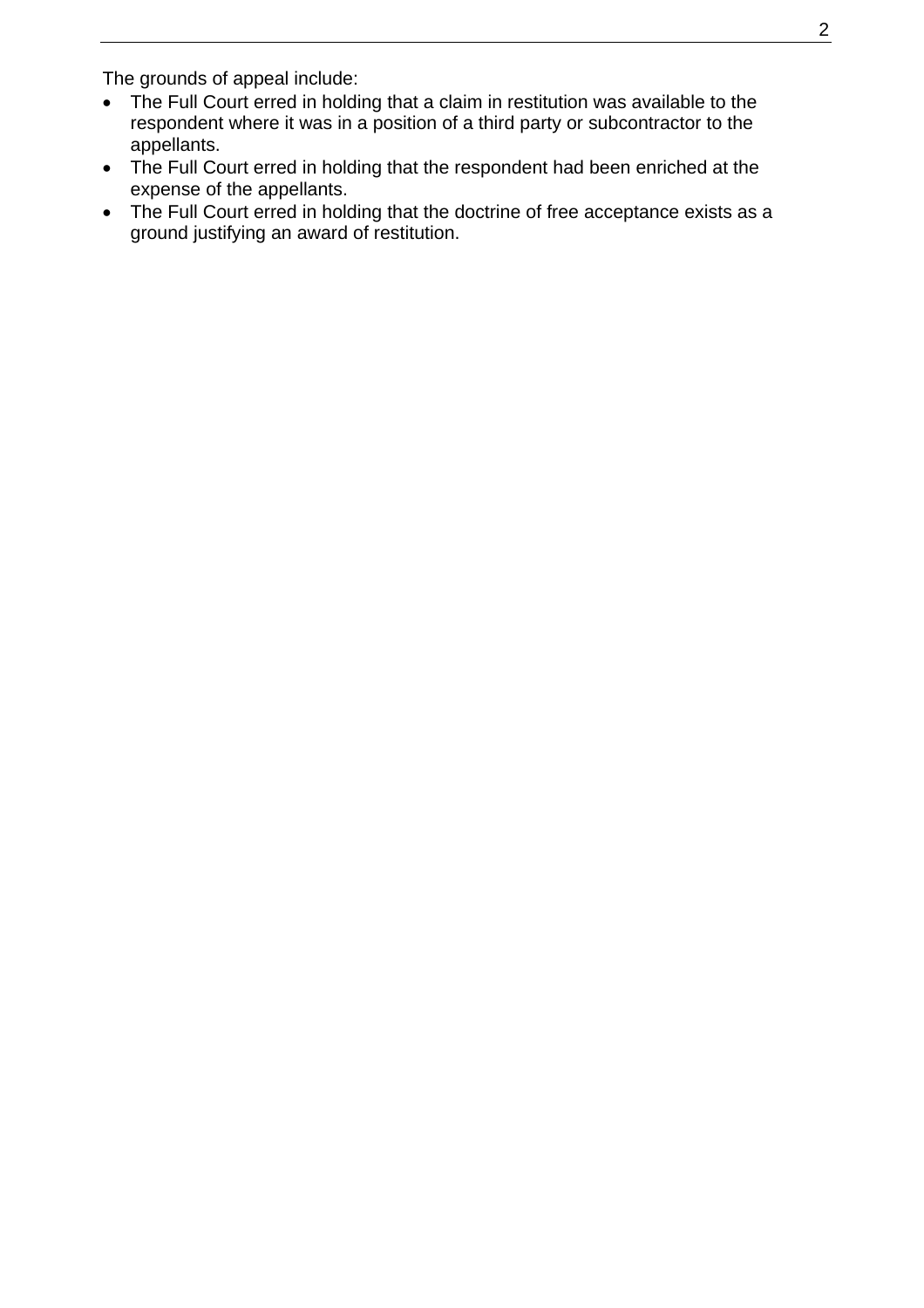The grounds of appeal include:

- The Full Court erred in holding that a claim in restitution was available to the respondent where it was in a position of a third party or subcontractor to the appellants.
- The Full Court erred in holding that the respondent had been enriched at the expense of the appellants.
- The Full Court erred in holding that the doctrine of free acceptance exists as a ground justifying an award of restitution.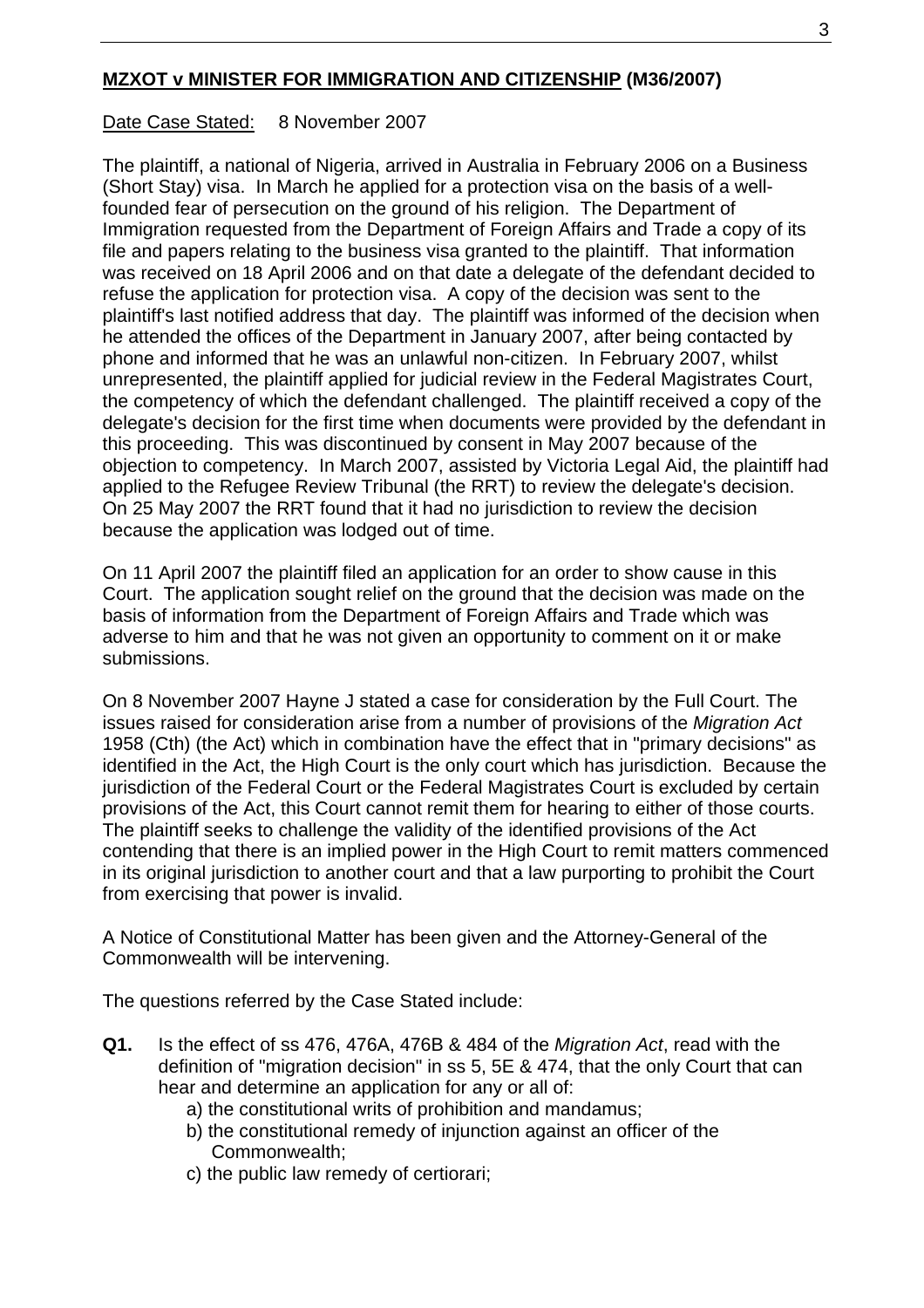**MZXOT v MINISTER FOR IMMIGRATION AND CITIZENSHIP (M36/2007)**

Date Case Stated: 8 November 2007

The plaintiff, a national of Nigeria, arrived in Australia in February 2006 on a Business (Short Stay) visa. In March he applied for a protection visa on the basis of a well-founded fear of persecution on the ground of his religion. The Department of Immigration requested from the Department of Foreign Affairs and Trade a copy of its file and papers relating to the business visa granted to the plaintiff. That information was received on 18 April 2006 and on that date a delegate of the defendant decided to refuse the application for protection visa. A copy of the decision was sent to the plaintiff's last notified address that day. The plaintiff was informed of the decision when he attended the offices of the Department in January 2007, after being contacted by phone and informed that he was an unlawful non-citizen. In February 2007, whilst unrepresented, the plaintiff applied for judicial review in the Federal Magistrates Court, the competency of which the defendant challenged. The plaintiff received a copy of the delegate's decision for the first time when documents were provided by the defendant in this proceeding. This was discontinued by consent in May 2007 because of the objection to competency. In March 2007, assisted by Victoria Legal Aid, the plaintiff had applied to the Refugee Review Tribunal (the RRT) to review the delegate's decision. On 25 May 2007 the RRT found that it had no jurisdiction to review the decision because the application was lodged out of time.

On 11 April 2007 the plaintiff filed an application for an order to show cause in this Court. The application sought relief on the ground that the decision was made on the basis of information from the Department of Foreign Affairs and Trade which was adverse to him and that he was not given an opportunity to comment on it or make submissions.

On 8 November 2007 Hayne J stated a case for consideration by the Full Court. The issues raised for consideration arise from a number of provisions of the *Migration Act* 1958 (Cth) (the Act) which in combination have the effect that in "primary decisions" as identified in the Act, the High Court is the only court which has jurisdiction. Because the jurisdiction of the Federal Court or the Federal Magistrates Court is excluded by certain provisions of the Act, this Court cannot remit them for hearing to either of those courts. The plaintiff seeks to challenge the validity of the identified provisions of the Act contending that there is an implied power in the High Court to remit matters commenced in its original jurisdiction to another court and that a law purporting to prohibit the Court from exercising that power is invalid.

A Notice of Constitutional Matter has been given and the Attorney-General of the Commonwealth will be intervening.

The questions referred by the Case Stated include:

**Q1.** Is the effect of ss 476, 476A, 476B & 484 of the *Migration Act*, read with the definition of "migration decision" in ss 5, 5E & 474, that the only Court that can hear and determine an application for any or all of:

a) the constitutional writs of prohibition and mandamus;

b) the constitutional remedy of injunction against an officer of the Commonwealth;

c) the public law remedy of certiorari;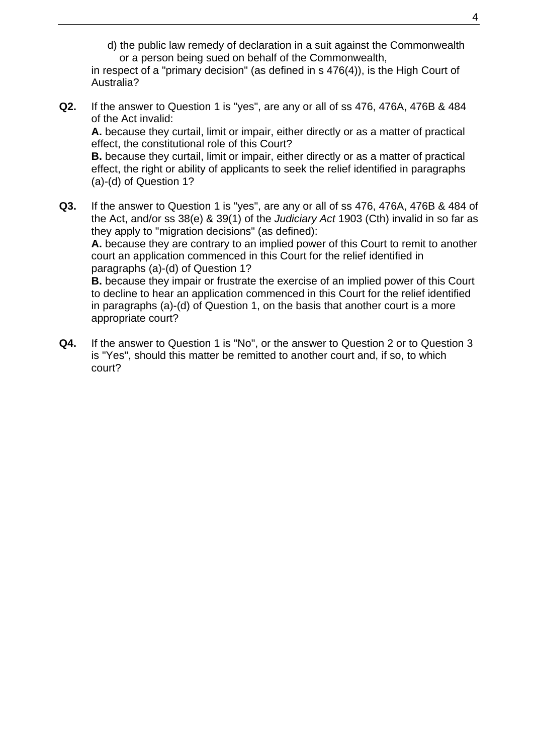d) the public law remedy of declaration in a suit against the Commonwealth or a person being sued on behalf of the Commonwealth,

in respect of a "primary decision" (as defined in s 476(4)), is the High Court of Australia?

**Q2.** If the answer to Question 1 is "yes", are any or all of ss 476, 476A, 476B & 484 of the Act invalid:

**A.** because they curtail, limit or impair, either directly or as a matter of practical effect, the constitutional role of this Court?

**B.** because they curtail, limit or impair, either directly or as a matter of practical effect, the right or ability of applicants to seek the relief identified in paragraphs (a)-(d) of Question 1?

**Q3.** If the answer to Question 1 is "yes", are any or all of ss 476, 476A, 476B & 484 of the Act, and/or ss 38(e) & 39(1) of the *Judiciary Act* 1903 (Cth) invalid in so far as they apply to "migration decisions" (as defined):

**A.** because they are contrary to an implied power of this Court to remit to another court an application commenced in this Court for the relief identified in paragraphs (a)-(d) of Question 1?

**B.** because they impair or frustrate the exercise of an implied power of this Court to decline to hear an application commenced in this Court for the relief identified in paragraphs (a)-(d) of Question 1, on the basis that another court is a more appropriate court?

**Q4.** If the answer to Question 1 is "No", or the answer to Question 2 or to Question 3 is "Yes", should this matter be remitted to another court and, if so, to which court?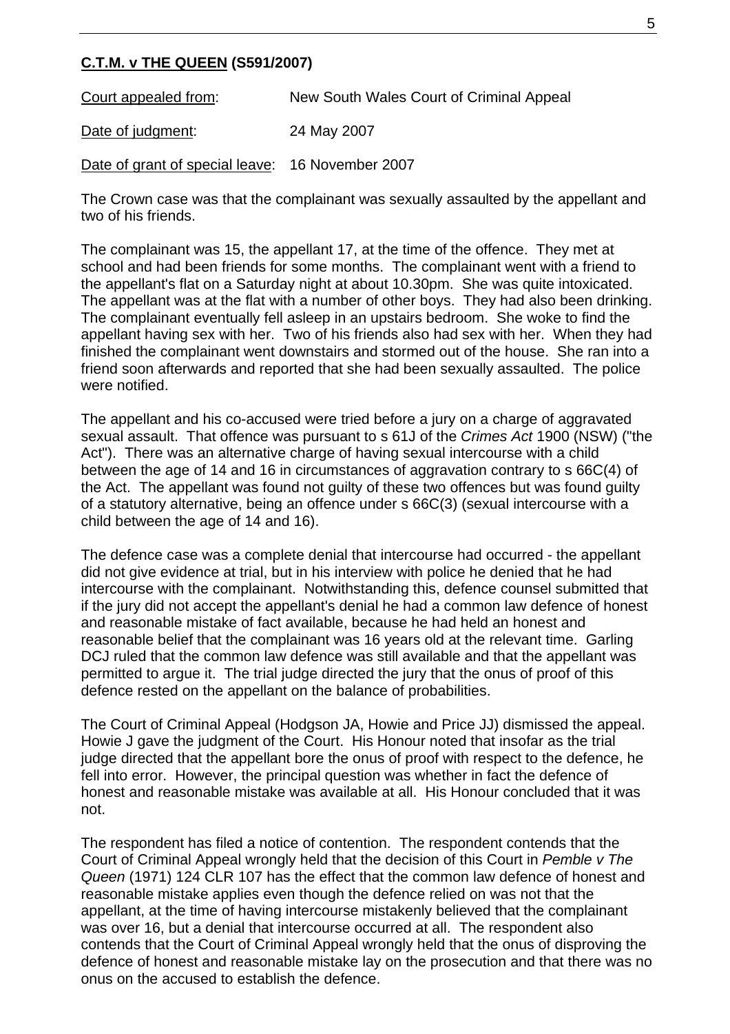**C.T.M. v THE QUEEN (S591/2007)**

Court appealed from: New South Wales Court of Criminal Appeal

Date of judgment: 24 May 2007

Date of grant of special leave: 16 November 2007

The Crown case was that the complainant was sexually assaulted by the appellant and two of his friends.

The complainant was 15, the appellant 17, at the time of the offence. They met at school and had been friends for some months. The complainant went with a friend to the appellant's flat on a Saturday night at about 10.30pm. She was quite intoxicated. The appellant was at the flat with a number of other boys. They had also been drinking. The complainant eventually fell asleep in an upstairs bedroom. She woke to find the appellant having sex with her. Two of his friends also had sex with her. When they had finished the complainant went downstairs and stormed out of the house. She ran into a friend soon afterwards and reported that she had been sexually assaulted. The police were notified.

The appellant and his co-accused were tried before a jury on a charge of aggravated sexual assault. That offence was pursuant to s 61J of the *Crimes Act* 1900 (NSW) ("the Act"). There was an alternative charge of having sexual intercourse with a child between the age of 14 and 16 in circumstances of aggravation contrary to s 66C(4) of the Act. The appellant was found not guilty of these two offences but was found guilty of a statutory alternative, being an offence under s 66C(3) (sexual intercourse with a child between the age of 14 and 16).

The defence case was a complete denial that intercourse had occurred - the appellant did not give evidence at trial, but in his interview with police he denied that he had intercourse with the complainant. Notwithstanding this, defence counsel submitted that if the jury did not accept the appellant's denial he had a common law defence of honest and reasonable mistake of fact available, because he had held an honest and reasonable belief that the complainant was 16 years old at the relevant time. Garling DCJ ruled that the common law defence was still available and that the appellant was permitted to argue it. The trial judge directed the jury that the onus of proof of this defence rested on the appellant on the balance of probabilities.

The Court of Criminal Appeal (Hodgson JA, Howie and Price JJ) dismissed the appeal. Howie J gave the judgment of the Court. His Honour noted that insofar as the trial judge directed that the appellant bore the onus of proof with respect to the defence, he fell into error. However, the principal question was whether in fact the defence of honest and reasonable mistake was available at all. His Honour concluded that it was not.

The respondent has filed a notice of contention. The respondent contends that the Court of Criminal Appeal wrongly held that the decision of this Court in *Pemble v The Queen* (1971) 124 CLR 107 has the effect that the common law defence of honest and reasonable mistake applies even though the defence relied on was not that the appellant, at the time of having intercourse mistakenly believed that the complainant was over 16, but a denial that intercourse occurred at all. The respondent also contends that the Court of Criminal Appeal wrongly held that the onus of disproving the defence of honest and reasonable mistake lay on the prosecution and that there was no onus on the accused to establish the defence.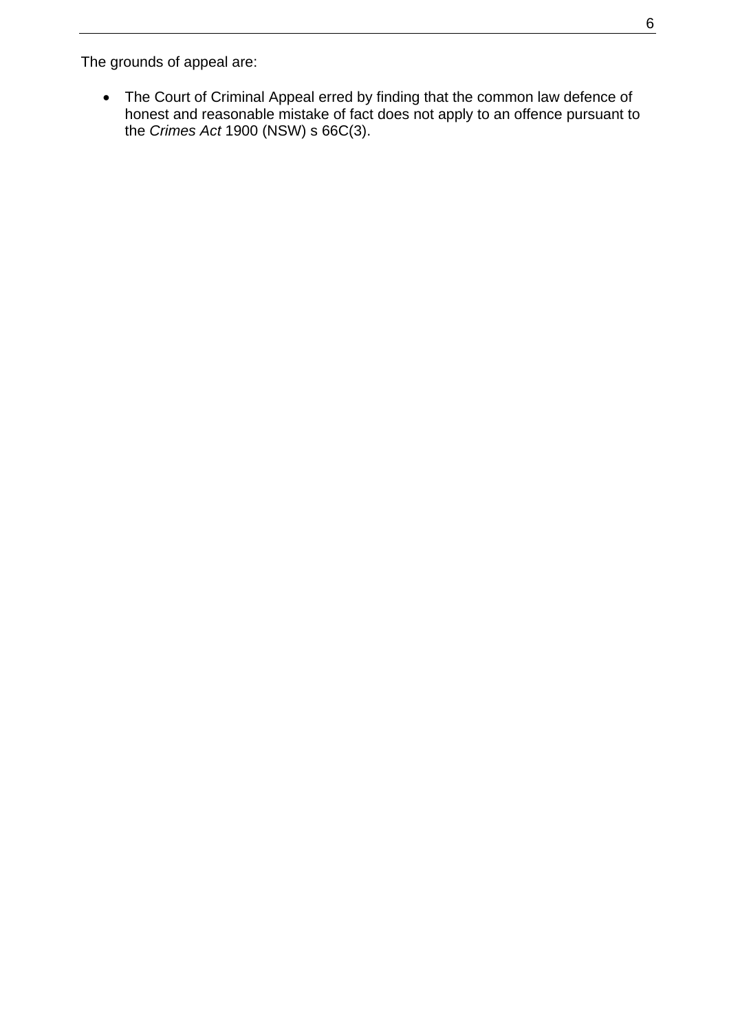The grounds of appeal are:

- The Court of Criminal Appeal erred by finding that the common law defence of honest and reasonable mistake of fact does not apply to an offence pursuant to the *Crimes Act* 1900 (NSW) s 66C(3).